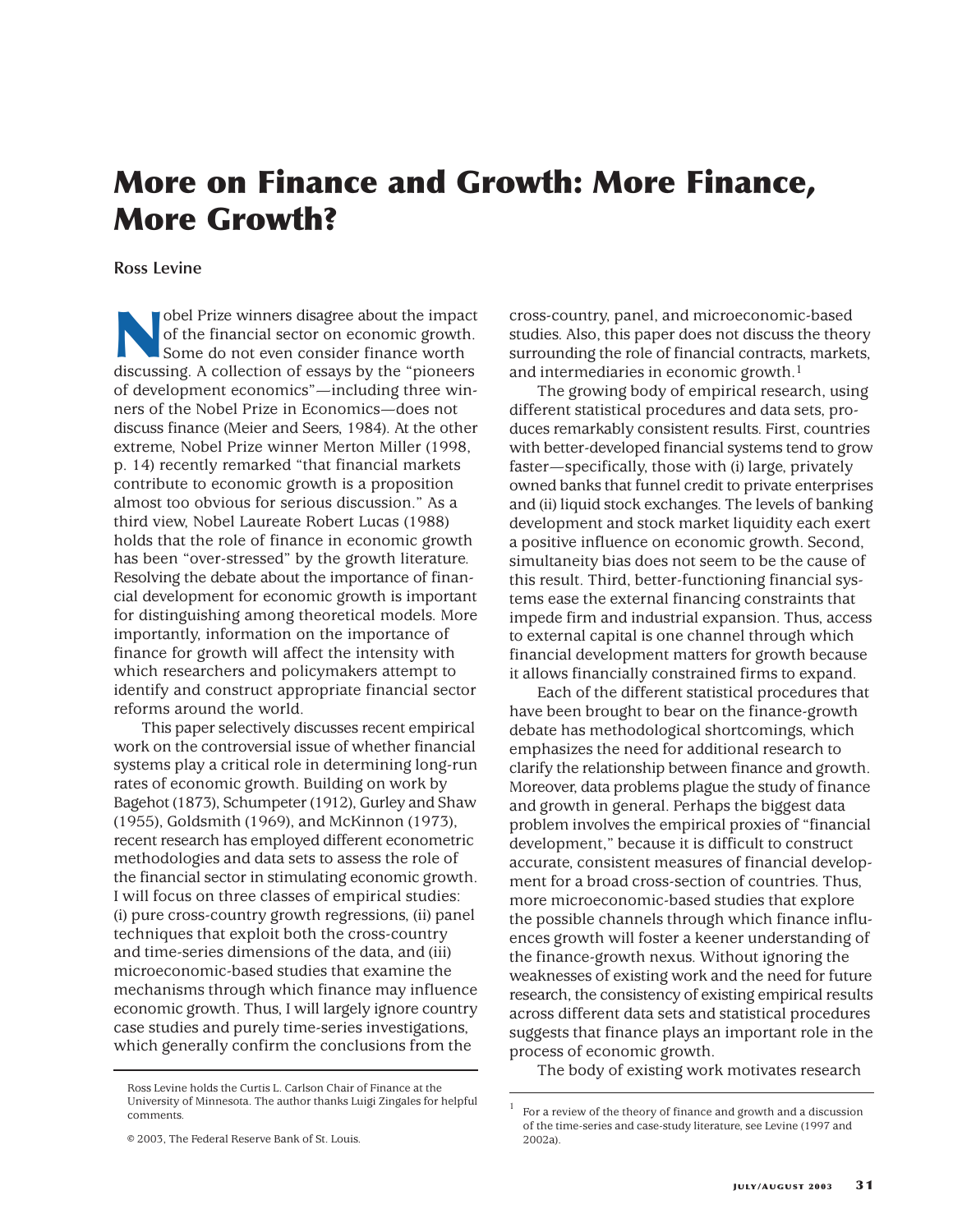# More on Finance and Growth: More Finance, More Growth?

**Ross Levine**

Nobel Prize winners disagree about the impact of the financial sector on economic growth. Some do not even consider finance worth discussing. A collection of essays by the "pioneers of development economics"—including three winners of the Nobel Prize in Economics—does not discuss finance (Meier and Seers, 1984). At the other extreme, Nobel Prize winner Merton Miller (1998, p. 14) recently remarked "that financial markets contribute to economic growth is a proposition almost too obvious for serious discussion." As a third view, Nobel Laureate Robert Lucas (1988) holds that the role of finance in economic growth has been "over-stressed" by the growth literature. Resolving the debate about the importance of financial development for economic growth is important for distinguishing among theoretical models. More importantly, information on the importance of finance for growth will affect the intensity with which researchers and policymakers attempt to identify and construct appropriate financial sector reforms around the world.

This paper selectively discusses recent empirical work on the controversial issue of whether financial systems play a critical role in determining long-run rates of economic growth. Building on work by Bagehot (1873), Schumpeter (1912), Gurley and Shaw (1955), Goldsmith (1969), and McKinnon (1973), recent research has employed different econometric methodologies and data sets to assess the role of the financial sector in stimulating economic growth. I will focus on three classes of empirical studies: (i) pure cross-country growth regressions, (ii) panel techniques that exploit both the cross-country and time-series dimensions of the data, and (iii) microeconomic-based studies that examine the mechanisms through which finance may influence economic growth. Thus, I will largely ignore country case studies and purely time-series investigations, which generally confirm the conclusions from the cross-country, panel, and microeconomic-based studies. Also, this paper does not discuss the theory surrounding the role of financial contracts, markets, and intermediaries in economic growth.[1]

The growing body of empirical research, using different statistical procedures and data sets, produces remarkably consistent results. First, countries with better-developed financial systems tend to grow faster—specifically, those with (i) large, privately owned banks that funnel credit to private enterprises and (ii) liquid stock exchanges. The levels of banking development and stock market liquidity each exert a positive influence on economic growth. Second, simultaneity bias does not seem to be the cause of this result. Third, better-functioning financial systems ease the external financing constraints that impede firm and industrial expansion. Thus, access to external capital is one channel through which financial development matters for growth because it allows financially constrained firms to expand.

Each of the different statistical procedures that have been brought to bear on the finance-growth debate has methodological shortcomings, which emphasizes the need for additional research to clarify the relationship between finance and growth. Moreover, data problems plague the study of finance and growth in general. Perhaps the biggest data problem involves the empirical proxies of "financial development," because it is difficult to construct accurate, consistent measures of financial development for a broad cross-section of countries. Thus, more microeconomic-based studies that explore the possible channels through which finance influences growth will foster a keener understanding of the finance-growth nexus. Without ignoring the weaknesses of existing work and the need for future research, the consistency of existing empirical results across different data sets and statistical procedures suggests that finance plays an important role in the process of economic growth.

The body of existing work motivates research

Ross Levine holds the Curtis L. Carlson Chair of Finance at the University of Minnesota. The author thanks Luigi Zingales for helpful comments.

© 2003, The Federal Reserve Bank of St. Louis.

[1] For a review of the theory of finance and growth and a discussion of the time-series and case-study literature, see Levine (1997 and 2002a).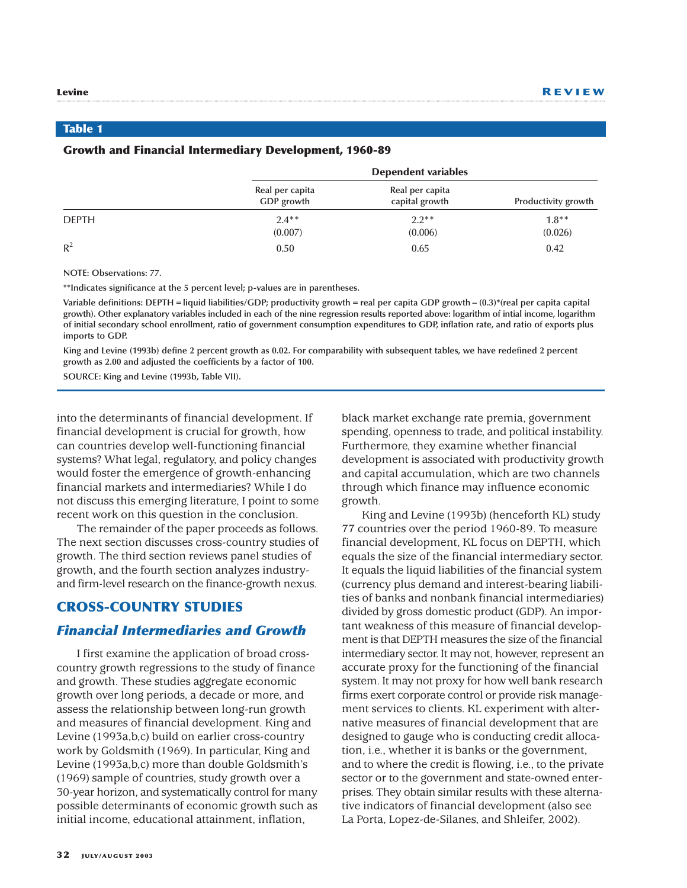**Table 1**

**Growth and Financial Intermediary Development, 1960-89**

| | Dependent variables | | |
|---|---|---|---|
| | Real per capita GDP growth | Real per capita capital growth | Productivity growth |
| DEPTH | 2.4** (0.007) | 2.2** (0.006) | 1.8** (0.026) |
| $R^2$ | 0.50 | 0.65 | 0.42 |

NOTE: Observations: 77.

**Indicates significance at the 5 percent level; p-values are in parentheses.

Variable definitions: DEPTH = liquid liabilities/GDP; productivity growth = real per capita GDP growth – (0.3)*(real per capita capital growth). Other explanatory variables included in each of the nine regression results reported above: logarithm of intial income, logarithm of initial secondary school enrollment, ratio of government consumption expenditures to GDP, inflation rate, and ratio of exports plus imports to GDP.

King and Levine (1993b) define 2 percent growth as 0.02. For comparability with subsequent tables, we have redefined 2 percent growth as 2.00 and adjusted the coefficients by a factor of 100.

SOURCE: King and Levine (1993b, Table VII).

into the determinants of financial development. If financial development is crucial for growth, how can countries develop well-functioning financial systems? What legal, regulatory, and policy changes would foster the emergence of growth-enhancing financial markets and intermediaries? While I do not discuss this emerging literature, I point to some recent work on this question in the conclusion.

The remainder of the paper proceeds as follows. The next section discusses cross-country studies of growth. The third section reviews panel studies of growth, and the fourth section analyzes industry- and firm-level research on the finance-growth nexus.

## CROSS-COUNTRY STUDIES

### *Financial Intermediaries and Growth*

I first examine the application of broad cross-country growth regressions to the study of finance and growth. These studies aggregate economic growth over long periods, a decade or more, and assess the relationship between long-run growth and measures of financial development. King and Levine (1993a,b,c) build on earlier cross-country work by Goldsmith (1969). In particular, King and Levine (1993a,b,c) more than double Goldsmith's (1969) sample of countries, study growth over a 30-year horizon, and systematically control for many possible determinants of economic growth such as initial income, educational attainment, inflation, black market exchange rate premia, government spending, openness to trade, and political instability. Furthermore, they examine whether financial development is associated with productivity growth and capital accumulation, which are two channels through which finance may influence economic growth.

King and Levine (1993b) (henceforth KL) study 77 countries over the period 1960-89. To measure financial development, KL focus on DEPTH, which equals the size of the financial intermediary sector. It equals the liquid liabilities of the financial system (currency plus demand and interest-bearing liabilities of banks and nonbank financial intermediaries) divided by gross domestic product (GDP). An important weakness of this measure of financial development is that DEPTH measures the size of the financial intermediary sector. It may not, however, represent an accurate proxy for the functioning of the financial system. It may not proxy for how well bank research firms exert corporate control or provide risk management services to clients. KL experiment with alternative measures of financial development that are designed to gauge who is conducting credit allocation, i.e., whether it is banks or the government, and to where the credit is flowing, i.e., to the private sector or to the government and state-owned enterprises. They obtain similar results with these alternative indicators of financial development (also see La Porta, Lopez-de-Silanes, and Shleifer, 2002).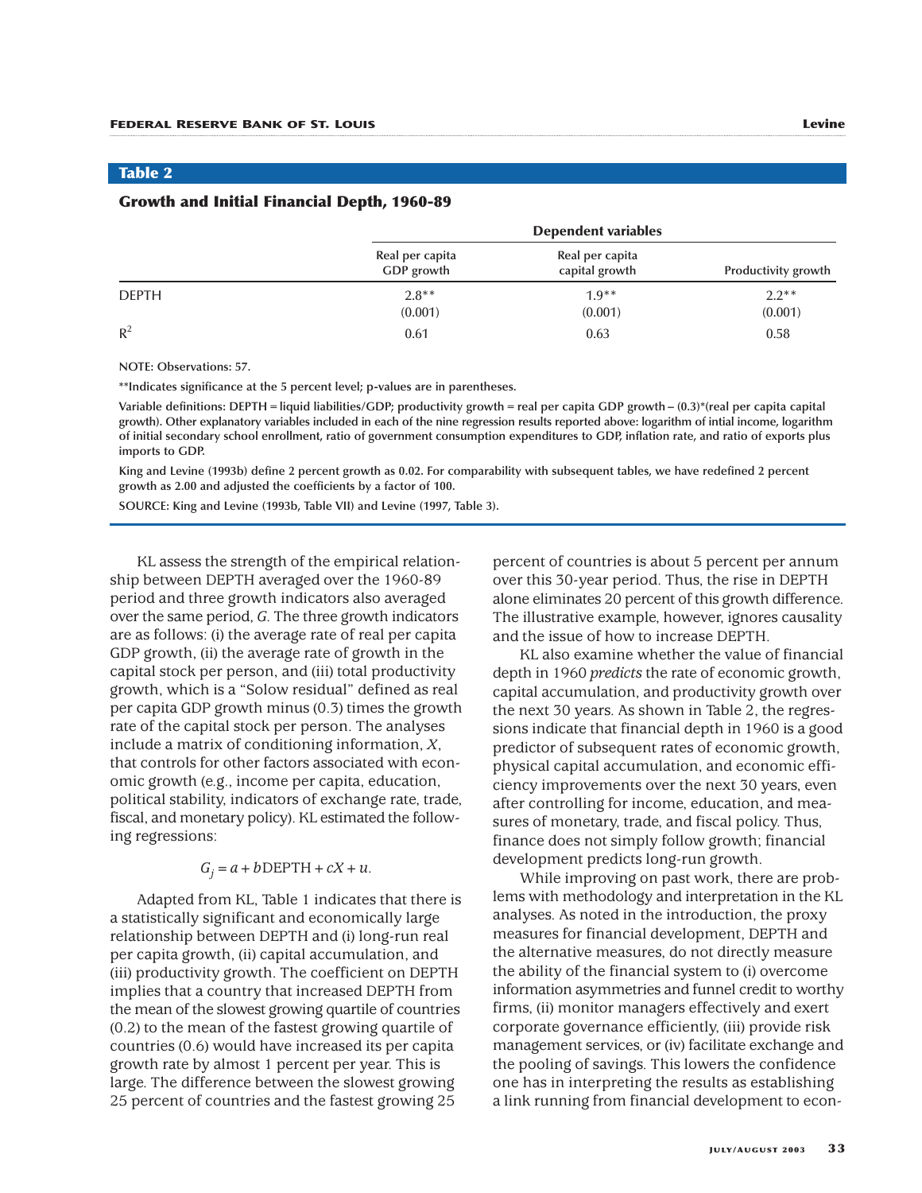## Table 2

### Growth and Initial Financial Depth, 1960-89

| | Dependent variables | | |
|---|---|---|---|
| | Real per capita GDP growth | Real per capita capital growth | Productivity growth |
| DEPTH | 2.8** | 1.9** | 2.2** |
| | (0.001) | (0.001) | (0.001) |
| $R^2$ | 0.61 | 0.63 | 0.58 |

**NOTE: Observations: 57.**

**\*\*Indicates significance at the 5 percent level; p-values are in parentheses.**

**Variable definitions: DEPTH = liquid liabilities/GDP; productivity growth = real per capita GDP growth – (0.3)\*(real per capita capital growth). Other explanatory variables included in each of the nine regression results reported above: logarithm of intial income, logarithm of initial secondary school enrollment, ratio of government consumption expenditures to GDP, inflation rate, and ratio of exports plus imports to GDP.**

**King and Levine (1993b) define 2 percent growth as 0.02. For comparability with subsequent tables, we have redefined 2 percent growth as 2.00 and adjusted the coefficients by a factor of 100.**

**SOURCE: King and Levine (1993b, Table VII) and Levine (1997, Table 3).**

KL assess the strength of the empirical relationship between DEPTH averaged over the 1960-89 period and three growth indicators also averaged over the same period, *G*. The three growth indicators are as follows: (i) the average rate of real per capita GDP growth, (ii) the average rate of growth in the capital stock per person, and (iii) total productivity growth, which is a "Solow residual" defined as real per capita GDP growth minus (0.3) times the growth rate of the capital stock per person. The analyses include a matrix of conditioning information, *X*, that controls for other factors associated with economic growth (e.g., income per capita, education, political stability, indicators of exchange rate, trade, fiscal, and monetary policy). KL estimated the following regressions:

$$G_j = a + b\text{DEPTH} + cX + u.$$

Adapted from KL, Table 1 indicates that there is a statistically significant and economically large relationship between DEPTH and (i) long-run real per capita growth, (ii) capital accumulation, and (iii) productivity growth. The coefficient on DEPTH implies that a country that increased DEPTH from the mean of the slowest growing quartile of countries (0.2) to the mean of the fastest growing quartile of countries (0.6) would have increased its per capita growth rate by almost 1 percent per year. This is large. The difference between the slowest growing 25 percent of countries and the fastest growing 25 percent of countries is about 5 percent per annum over this 30-year period. Thus, the rise in DEPTH alone eliminates 20 percent of this growth difference. The illustrative example, however, ignores causality and the issue of how to increase DEPTH.

KL also examine whether the value of financial depth in 1960 *predicts* the rate of economic growth, capital accumulation, and productivity growth over the next 30 years. As shown in Table 2, the regressions indicate that financial depth in 1960 is a good predictor of subsequent rates of economic growth, physical capital accumulation, and economic efficiency improvements over the next 30 years, even after controlling for income, education, and measures of monetary, trade, and fiscal policy. Thus, finance does not simply follow growth; financial development predicts long-run growth.

While improving on past work, there are problems with methodology and interpretation in the KL analyses. As noted in the introduction, the proxy measures for financial development, DEPTH and the alternative measures, do not directly measure the ability of the financial system to (i) overcome information asymmetries and funnel credit to worthy firms, (ii) monitor managers effectively and exert corporate governance efficiently, (iii) provide risk management services, or (iv) facilitate exchange and the pooling of savings. This lowers the confidence one has in interpreting the results as establishing a link running from financial development to econ-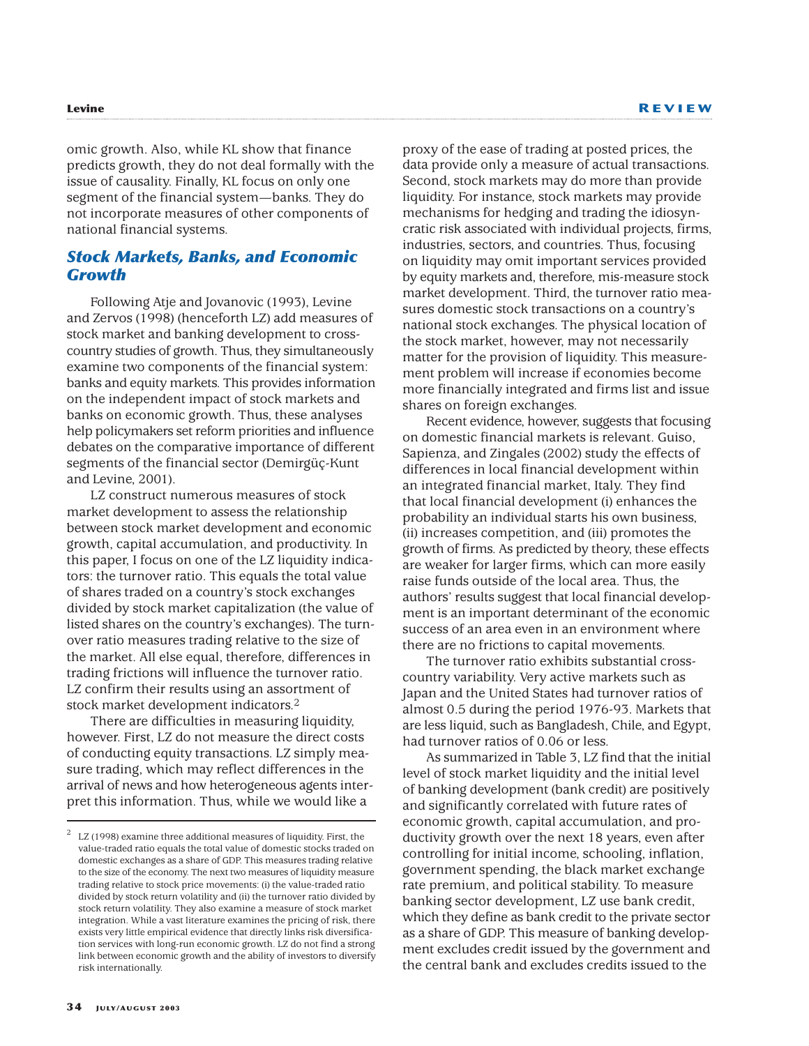omic growth. Also, while KL show that finance predicts growth, they do not deal formally with the issue of causality. Finally, KL focus on only one segment of the financial system—banks. They do not incorporate measures of other components of national financial systems.

## *Stock Markets, Banks, and Economic Growth*

Following Atje and Jovanovic (1993), Levine and Zervos (1998) (henceforth LZ) add measures of stock market and banking development to cross-country studies of growth. Thus, they simultaneously examine two components of the financial system: banks and equity markets. This provides information on the independent impact of stock markets and banks on economic growth. Thus, these analyses help policymakers set reform priorities and influence debates on the comparative importance of different segments of the financial sector (Demirgüç-Kunt and Levine, 2001).

LZ construct numerous measures of stock market development to assess the relationship between stock market development and economic growth, capital accumulation, and productivity. In this paper, I focus on one of the LZ liquidity indicators: the turnover ratio. This equals the total value of shares traded on a country's stock exchanges divided by stock market capitalization (the value of listed shares on the country's exchanges). The turnover ratio measures trading relative to the size of the market. All else equal, therefore, differences in trading frictions will influence the turnover ratio. LZ confirm their results using an assortment of stock market development indicators.[2]

There are difficulties in measuring liquidity, however. First, LZ do not measure the direct costs of conducting equity transactions. LZ simply measure trading, which may reflect differences in the arrival of news and how heterogeneous agents interpret this information. Thus, while we would like a proxy of the ease of trading at posted prices, the data provide only a measure of actual transactions. Second, stock markets may do more than provide liquidity. For instance, stock markets may provide mechanisms for hedging and trading the idiosyncratic risk associated with individual projects, firms, industries, sectors, and countries. Thus, focusing on liquidity may omit important services provided by equity markets and, therefore, mis-measure stock market development. Third, the turnover ratio measures domestic stock transactions on a country's national stock exchanges. The physical location of the stock market, however, may not necessarily matter for the provision of liquidity. This measurement problem will increase if economies become more financially integrated and firms list and issue shares on foreign exchanges.

Recent evidence, however, suggests that focusing on domestic financial markets is relevant. Guiso, Sapienza, and Zingales (2002) study the effects of differences in local financial development within an integrated financial market, Italy. They find that local financial development (i) enhances the probability an individual starts his own business, (ii) increases competition, and (iii) promotes the growth of firms. As predicted by theory, these effects are weaker for larger firms, which can more easily raise funds outside of the local area. Thus, the authors' results suggest that local financial development is an important determinant of the economic success of an area even in an environment where there are no frictions to capital movements.

The turnover ratio exhibits substantial cross-country variability. Very active markets such as Japan and the United States had turnover ratios of almost 0.5 during the period 1976-93. Markets that are less liquid, such as Bangladesh, Chile, and Egypt, had turnover ratios of 0.06 or less.

As summarized in Table 3, LZ find that the initial level of stock market liquidity and the initial level of banking development (bank credit) are positively and significantly correlated with future rates of economic growth, capital accumulation, and productivity growth over the next 18 years, even after controlling for initial income, schooling, inflation, government spending, the black market exchange rate premium, and political stability. To measure banking sector development, LZ use bank credit, which they define as bank credit to the private sector as a share of GDP. This measure of banking development excludes credit issued by the government and the central bank and excludes credits issued to the

[2] LZ (1998) examine three additional measures of liquidity. First, the value-traded ratio equals the total value of domestic stocks traded on domestic exchanges as a share of GDP. This measures trading relative to the size of the economy. The next two measures of liquidity measure trading relative to stock price movements: (i) the value-traded ratio divided by stock return volatility and (ii) the turnover ratio divided by stock return volatility. They also examine a measure of stock market integration. While a vast literature examines the pricing of risk, there exists very little empirical evidence that directly links risk diversification services with long-run economic growth. LZ do not find a strong link between economic growth and the ability of investors to diversify risk internationally.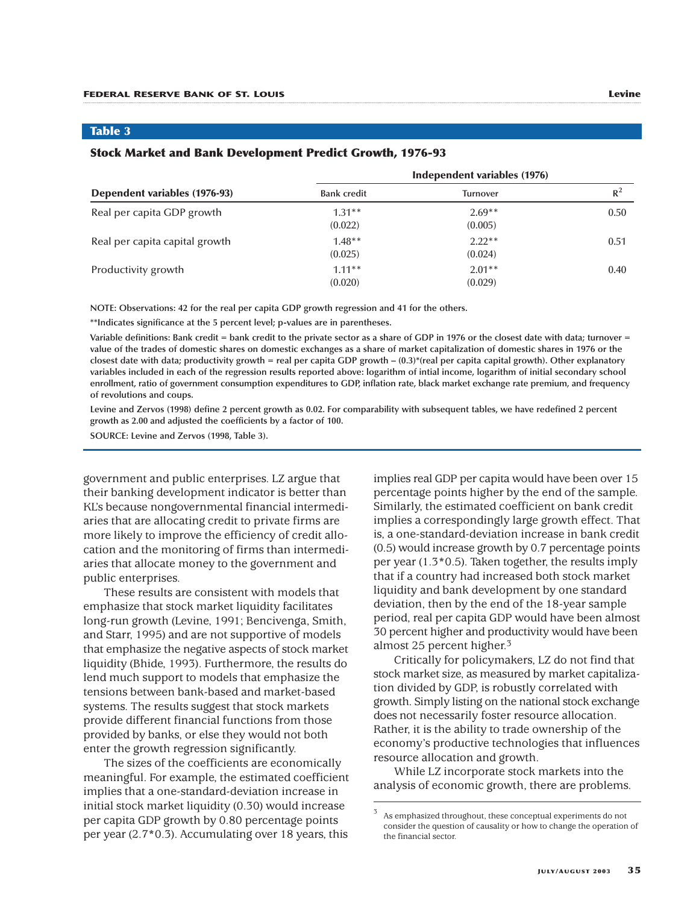## Table 3

### Stock Market and Bank Development Predict Growth, 1976-93

| | Independent variables (1976) | | |
|---|---|---|---|
| Dependent variables (1976-93) | Bank credit | Turnover | $R^2$ |
| Real per capita GDP growth | 1.31** (0.022) | 2.69** (0.005) | 0.50 |
| Real per capita capital growth | 1.48** (0.025) | 2.22** (0.024) | 0.51 |
| Productivity growth | 1.11** (0.020) | 2.01** (0.029) | 0.40 |

NOTE: Observations: 42 for the real per capita GDP growth regression and 41 for the others.

**Indicates significance at the 5 percent level; p-values are in parentheses.

Variable definitions: Bank credit = bank credit to the private sector as a share of GDP in 1976 or the closest date with data; turnover = value of the trades of domestic shares on domestic exchanges as a share of market capitalization of domestic shares in 1976 or the closest date with data; productivity growth = real per capita GDP growth – (0.3)*(real per capita capital growth). Other explanatory variables included in each of the regression results reported above: logarithm of intial income, logarithm of initial secondary school enrollment, ratio of government consumption expenditures to GDP, inflation rate, black market exchange rate premium, and frequency of revolutions and coups.

Levine and Zervos (1998) define 2 percent growth as 0.02. For comparability with subsequent tables, we have redefined 2 percent growth as 2.00 and adjusted the coefficients by a factor of 100.

SOURCE: Levine and Zervos (1998, Table 3).

government and public enterprises. LZ argue that their banking development indicator is better than KL's because nongovernmental financial intermediaries that are allocating credit to private firms are more likely to improve the efficiency of credit allocation and the monitoring of firms than intermediaries that allocate money to the government and public enterprises.

These results are consistent with models that emphasize that stock market liquidity facilitates long-run growth (Levine, 1991; Bencivenga, Smith, and Starr, 1995) and are not supportive of models that emphasize the negative aspects of stock market liquidity (Bhide, 1993). Furthermore, the results do lend much support to models that emphasize the tensions between bank-based and market-based systems. The results suggest that stock markets provide different financial functions from those provided by banks, or else they would not both enter the growth regression significantly.

The sizes of the coefficients are economically meaningful. For example, the estimated coefficient implies that a one-standard-deviation increase in initial stock market liquidity (0.30) would increase per capita GDP growth by 0.80 percentage points per year (2.7*0.3). Accumulating over 18 years, this implies real GDP per capita would have been over 15 percentage points higher by the end of the sample. Similarly, the estimated coefficient on bank credit implies a correspondingly large growth effect. That is, a one-standard-deviation increase in bank credit (0.5) would increase growth by 0.7 percentage points per year (1.3*0.5). Taken together, the results imply that if a country had increased both stock market liquidity and bank development by one standard deviation, then by the end of the 18-year sample period, real per capita GDP would have been almost 30 percent higher and productivity would have been almost 25 percent higher.[3]

Critically for policymakers, LZ do not find that stock market size, as measured by market capitalization divided by GDP, is robustly correlated with growth. Simply listing on the national stock exchange does not necessarily foster resource allocation. Rather, it is the ability to trade ownership of the economy's productive technologies that influences resource allocation and growth.

While LZ incorporate stock markets into the analysis of economic growth, there are problems.

[3] As emphasized throughout, these conceptual experiments do not consider the question of causality or how to change the operation of the financial sector.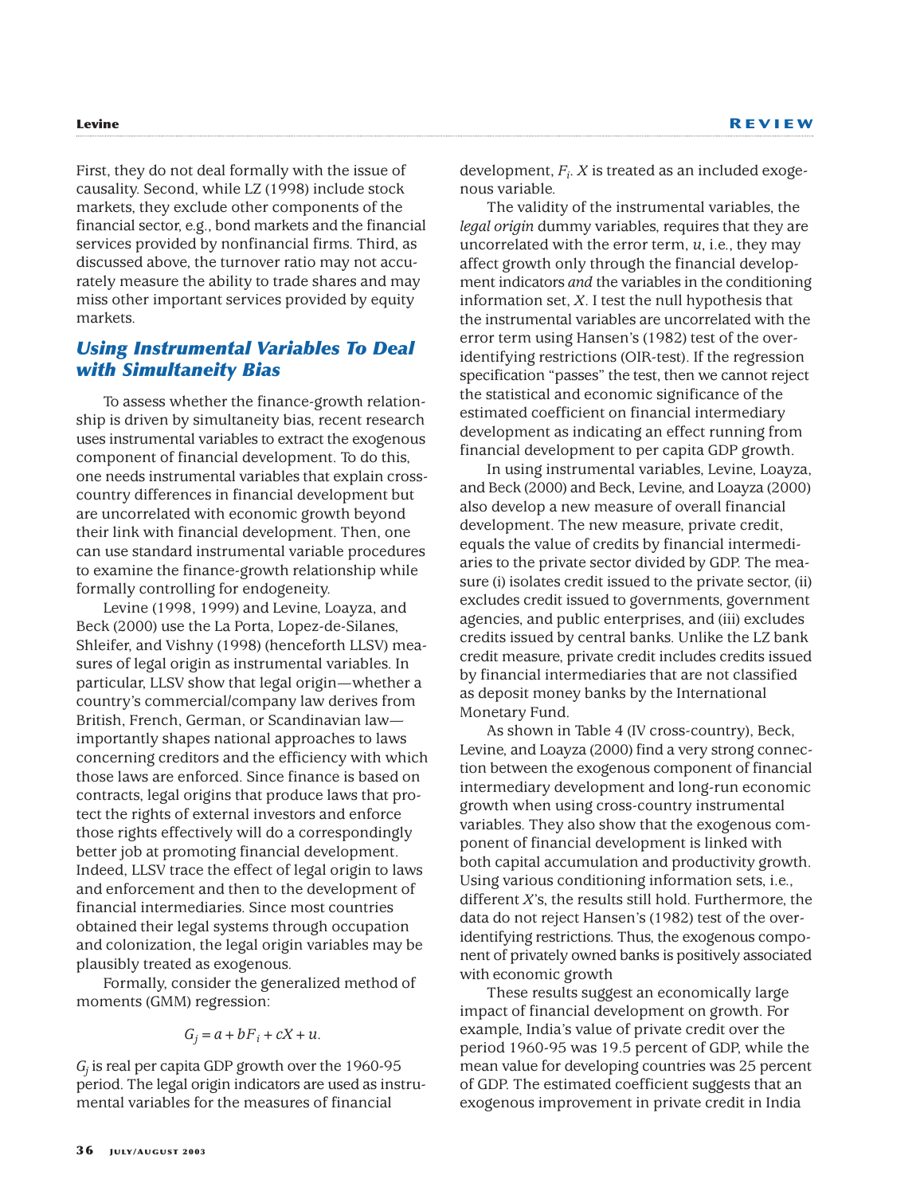First, they do not deal formally with the issue of causality. Second, while LZ (1998) include stock markets, they exclude other components of the financial sector, e.g., bond markets and the financial services provided by nonfinancial firms. Third, as discussed above, the turnover ratio may not accurately measure the ability to trade shares and may miss other important services provided by equity markets.

## *Using Instrumental Variables To Deal with Simultaneity Bias*

To assess whether the finance-growth relationship is driven by simultaneity bias, recent research uses instrumental variables to extract the exogenous component of financial development. To do this, one needs instrumental variables that explain cross-country differences in financial development but are uncorrelated with economic growth beyond their link with financial development. Then, one can use standard instrumental variable procedures to examine the finance-growth relationship while formally controlling for endogeneity.

Levine (1998, 1999) and Levine, Loayza, and Beck (2000) use the La Porta, Lopez-de-Silanes, Shleifer, and Vishny (1998) (henceforth LLSV) measures of legal origin as instrumental variables. In particular, LLSV show that legal origin—whether a country's commercial/company law derives from British, French, German, or Scandinavian law—importantly shapes national approaches to laws concerning creditors and the efficiency with which those laws are enforced. Since finance is based on contracts, legal origins that produce laws that protect the rights of external investors and enforce those rights effectively will do a correspondingly better job at promoting financial development. Indeed, LLSV trace the effect of legal origin to laws and enforcement and then to the development of financial intermediaries. Since most countries obtained their legal systems through occupation and colonization, the legal origin variables may be plausibly treated as exogenous.

Formally, consider the generalized method of moments (GMM) regression:

$$G_j = a + bF_i + cX + u.$$

$G_j$ is real per capita GDP growth over the 1960-95 period. The legal origin indicators are used as instrumental variables for the measures of financial development, $F_i$. $X$ is treated as an included exogenous variable.

The validity of the instrumental variables, the *legal origin* dummy variables, requires that they are uncorrelated with the error term, $u$, i.e., they may affect growth only through the financial development indicators *and* the variables in the conditioning information set, $X$. I test the null hypothesis that the instrumental variables are uncorrelated with the error term using Hansen's (1982) test of the overidentifying restrictions (OIR-test). If the regression specification "passes" the test, then we cannot reject the statistical and economic significance of the estimated coefficient on financial intermediary development as indicating an effect running from financial development to per capita GDP growth.

In using instrumental variables, Levine, Loayza, and Beck (2000) and Beck, Levine, and Loayza (2000) also develop a new measure of overall financial development. The new measure, private credit, equals the value of credits by financial intermediaries to the private sector divided by GDP. The measure (i) isolates credit issued to the private sector, (ii) excludes credit issued to governments, government agencies, and public enterprises, and (iii) excludes credits issued by central banks. Unlike the LZ bank credit measure, private credit includes credits issued by financial intermediaries that are not classified as deposit money banks by the International Monetary Fund.

As shown in Table 4 (IV cross-country), Beck, Levine, and Loayza (2000) find a very strong connection between the exogenous component of financial intermediary development and long-run economic growth when using cross-country instrumental variables. They also show that the exogenous component of financial development is linked with both capital accumulation and productivity growth. Using various conditioning information sets, i.e., different $X$'s, the results still hold. Furthermore, the data do not reject Hansen's (1982) test of the overidentifying restrictions. Thus, the exogenous component of privately owned banks is positively associated with economic growth

These results suggest an economically large impact of financial development on growth. For example, India's value of private credit over the period 1960-95 was 19.5 percent of GDP, while the mean value for developing countries was 25 percent of GDP. The estimated coefficient suggests that an exogenous improvement in private credit in India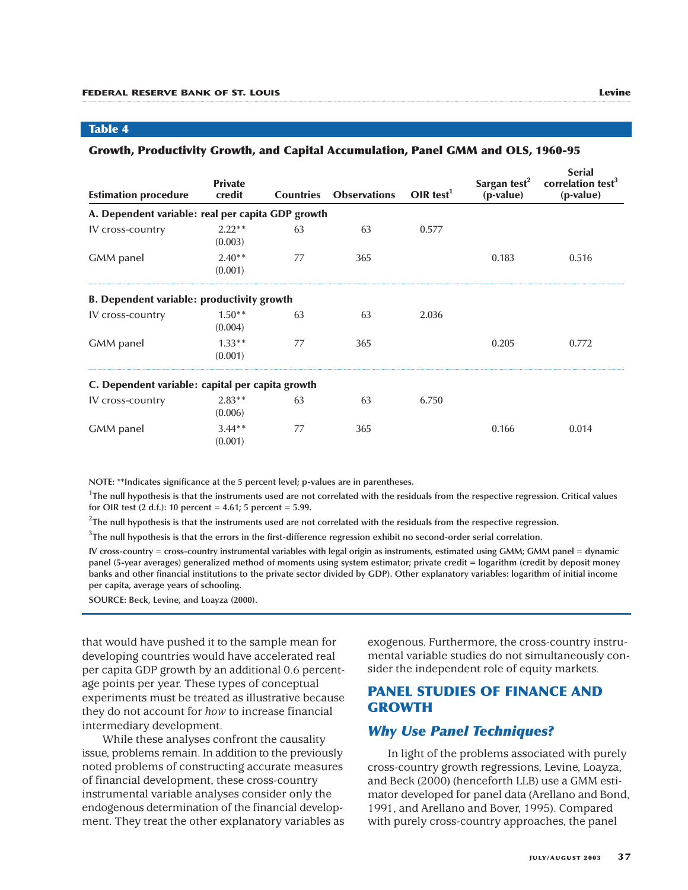**Table 4**

**Growth, Productivity Growth, and Capital Accumulation, Panel GMM and OLS, 1960-95**

| Estimation procedure | Private credit | Countries | Observations | OIR test[1] | Sargan test[2] (p-value) | Serial correlation test[3] (p-value) |
|---|---|---|---|---|---|---|
| **A. Dependent variable: real per capita GDP growth** | | | | | | |
| IV cross-country | 2.22** (0.003) | 63 | 63 | 0.577 | | |
| GMM panel | 2.40** (0.001) | 77 | 365 | | 0.183 | 0.516 |
| **B. Dependent variable: productivity growth** | | | | | | |
| IV cross-country | 1.50** (0.004) | 63 | 63 | 2.036 | | |
| GMM panel | 1.33** (0.001) | 77 | 365 | | 0.205 | 0.772 |
| **C. Dependent variable: capital per capita growth** | | | | | | |
| IV cross-country | 2.83** (0.006) | 63 | 63 | 6.750 | | |
| GMM panel | 3.44** (0.001) | 77 | 365 | | 0.166 | 0.014 |

NOTE: **Indicates significance at the 5 percent level; p-values are in parentheses.

[1]The null hypothesis is that the instruments used are not correlated with the residuals from the respective regression. Critical values for OIR test (2 d.f.): 10 percent = 4.61; 5 percent = 5.99.

[2]The null hypothesis is that the instruments used are not correlated with the residuals from the respective regression.

[3]The null hypothesis is that the errors in the first-difference regression exhibit no second-order serial correlation.

IV cross-country = cross-country instrumental variables with legal origin as instruments, estimated using GMM; GMM panel = dynamic panel (5-year averages) generalized method of moments using system estimator; private credit = logarithm (credit by deposit money banks and other financial institutions to the private sector divided by GDP). Other explanatory variables: logarithm of initial income per capita, average years of schooling.

SOURCE: Beck, Levine, and Loayza (2000).

that would have pushed it to the sample mean for developing countries would have accelerated real per capita GDP growth by an additional 0.6 percentage points per year. These types of conceptual experiments must be treated as illustrative because they do not account for *how* to increase financial intermediary development.

While these analyses confront the causality issue, problems remain. In addition to the previously noted problems of constructing accurate measures of financial development, these cross-country instrumental variable analyses consider only the endogenous determination of the financial development. They treat the other explanatory variables as exogenous. Furthermore, the cross-country instrumental variable studies do not simultaneously consider the independent role of equity markets.

## PANEL STUDIES OF FINANCE AND GROWTH

### *Why Use Panel Techniques?*

In light of the problems associated with purely cross-country growth regressions, Levine, Loayza, and Beck (2000) (henceforth LLB) use a GMM estimator developed for panel data (Arellano and Bond, 1991, and Arellano and Bover, 1995). Compared with purely cross-country approaches, the panel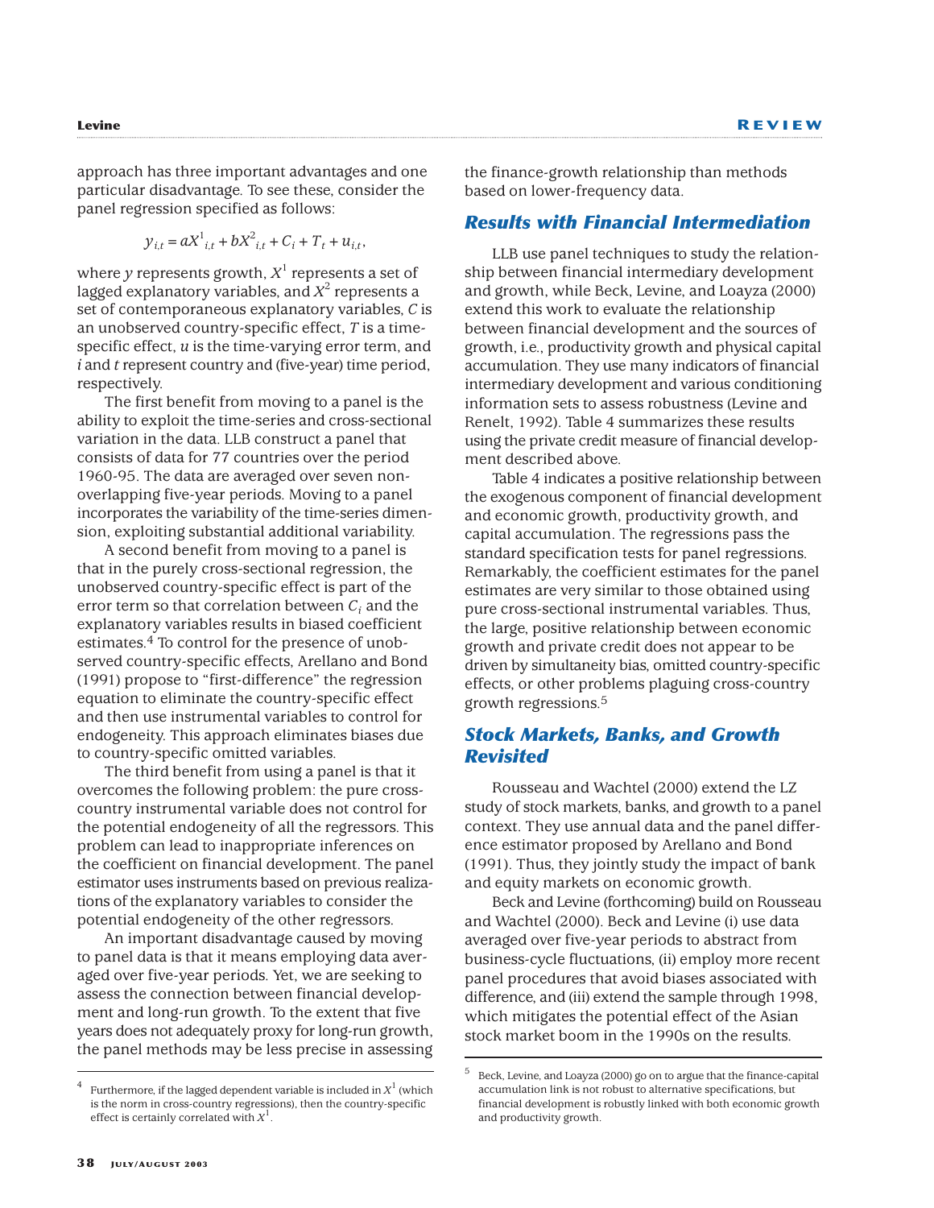approach has three important advantages and one particular disadvantage. To see these, consider the panel regression specified as follows:

$$y_{i,t} = aX^1_{i,t} + bX^2_{i,t} + C_i + T_t + u_{i,t},$$

where $y$ represents growth, $X^1$ represents a set of lagged explanatory variables, and $X^2$ represents a set of contemporaneous explanatory variables, $C$ is an unobserved country-specific effect, $T$ is a time-specific effect, $u$ is the time-varying error term, and $i$ and $t$ represent country and (five-year) time period, respectively.

The first benefit from moving to a panel is the ability to exploit the time-series and cross-sectional variation in the data. LLB construct a panel that consists of data for 77 countries over the period 1960-95. The data are averaged over seven non-overlapping five-year periods. Moving to a panel incorporates the variability of the time-series dimension, exploiting substantial additional variability.

A second benefit from moving to a panel is that in the purely cross-sectional regression, the unobserved country-specific effect is part of the error term so that correlation between $C_i$ and the explanatory variables results in biased coefficient estimates.[4] To control for the presence of unobserved country-specific effects, Arellano and Bond (1991) propose to "first-difference" the regression equation to eliminate the country-specific effect and then use instrumental variables to control for endogeneity. This approach eliminates biases due to country-specific omitted variables.

The third benefit from using a panel is that it overcomes the following problem: the pure cross-country instrumental variable does not control for the potential endogeneity of all the regressors. This problem can lead to inappropriate inferences on the coefficient on financial development. The panel estimator uses instruments based on previous realizations of the explanatory variables to consider the potential endogeneity of the other regressors.

An important disadvantage caused by moving to panel data is that it means employing data averaged over five-year periods. Yet, we are seeking to assess the connection between financial development and long-run growth. To the extent that five years does not adequately proxy for long-run growth, the panel methods may be less precise in assessing the finance-growth relationship than methods based on lower-frequency data.

## Results with Financial Intermediation

LLB use panel techniques to study the relationship between financial intermediary development and growth, while Beck, Levine, and Loayza (2000) extend this work to evaluate the relationship between financial development and the sources of growth, i.e., productivity growth and physical capital accumulation. They use many indicators of financial intermediary development and various conditioning information sets to assess robustness (Levine and Renelt, 1992). Table 4 summarizes these results using the private credit measure of financial development described above.

Table 4 indicates a positive relationship between the exogenous component of financial development and economic growth, productivity growth, and capital accumulation. The regressions pass the standard specification tests for panel regressions. Remarkably, the coefficient estimates for the panel estimates are very similar to those obtained using pure cross-sectional instrumental variables. Thus, the large, positive relationship between economic growth and private credit does not appear to be driven by simultaneity bias, omitted country-specific effects, or other problems plaguing cross-country growth regressions.[5]

## Stock Markets, Banks, and Growth Revisited

Rousseau and Wachtel (2000) extend the LZ study of stock markets, banks, and growth to a panel context. They use annual data and the panel difference estimator proposed by Arellano and Bond (1991). Thus, they jointly study the impact of bank and equity markets on economic growth.

Beck and Levine (forthcoming) build on Rousseau and Wachtel (2000). Beck and Levine (i) use data averaged over five-year periods to abstract from business-cycle fluctuations, (ii) employ more recent panel procedures that avoid biases associated with difference, and (iii) extend the sample through 1998, which mitigates the potential effect of the Asian stock market boom in the 1990s on the results.

---

[4] Furthermore, if the lagged dependent variable is included in $X^1$ (which is the norm in cross-country regressions), then the country-specific effect is certainly correlated with $X^1$.

[5] Beck, Levine, and Loayza (2000) go on to argue that the finance-capital accumulation link is not robust to alternative specifications, but financial development is robustly linked with both economic growth and productivity growth.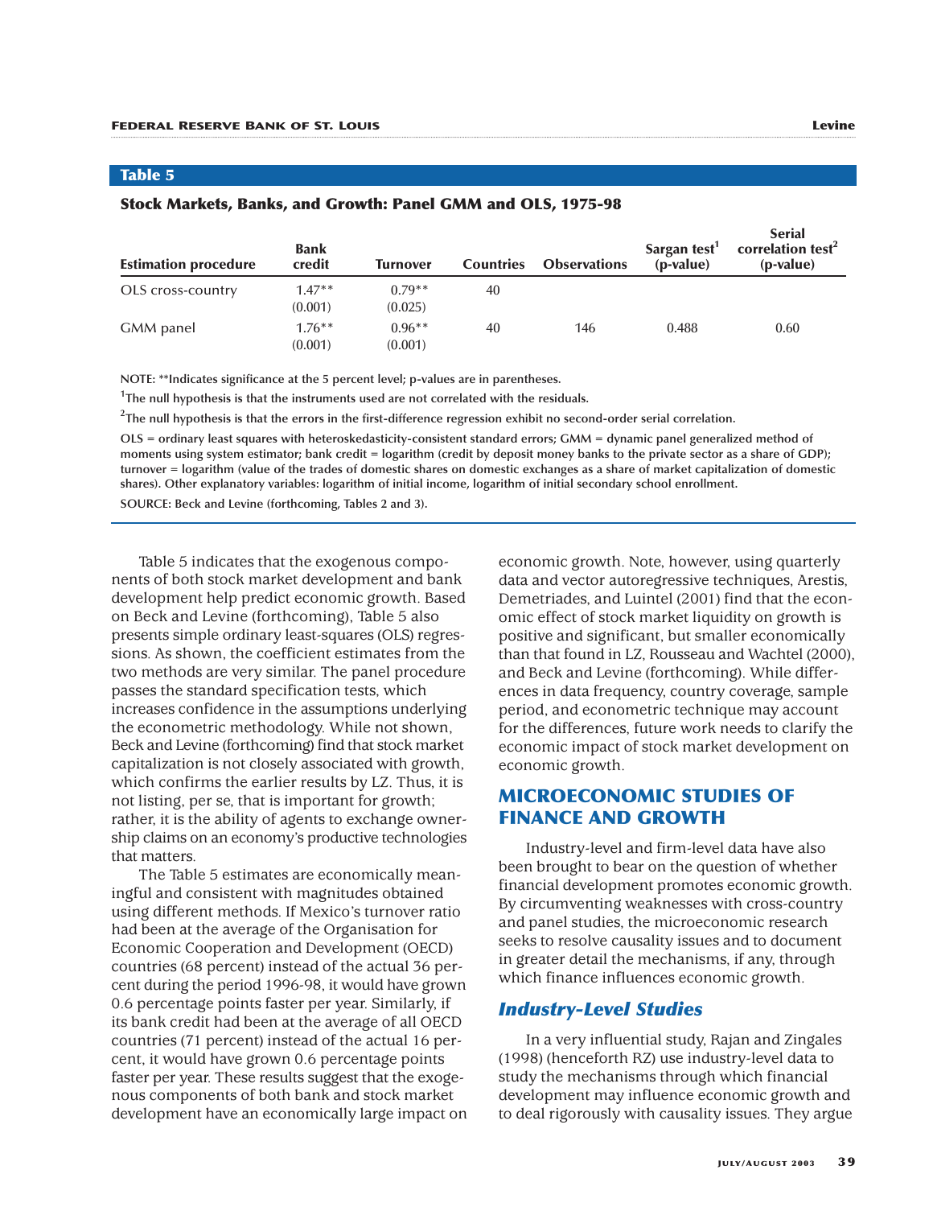## Table 5

**Stock Markets, Banks, and Growth: Panel GMM and OLS, 1975-98**

| Estimation procedure | Bank credit | Turnover | Countries | Observations | Sargan test[1] (p-value) | Serial correlation test[2] (p-value) |
|---|---|---|---|---|---|---|
| OLS cross-country | 1.47** (0.001) | 0.79** (0.025) | 40 | | | |
| GMM panel | 1.76** (0.001) | 0.96** (0.001) | 40 | 146 | 0.488 | 0.60 |

NOTE: **Indicates significance at the 5 percent level; p-values are in parentheses.

[1]The null hypothesis is that the instruments used are not correlated with the residuals.

[2]The null hypothesis is that the errors in the first-difference regression exhibit no second-order serial correlation.

OLS = ordinary least squares with heteroskedasticity-consistent standard errors; GMM = dynamic panel generalized method of moments using system estimator; bank credit = logarithm (credit by deposit money banks to the private sector as a share of GDP); turnover = logarithm (value of the trades of domestic shares on domestic exchanges as a share of market capitalization of domestic shares). Other explanatory variables: logarithm of initial income, logarithm of initial secondary school enrollment.

SOURCE: Beck and Levine (forthcoming, Tables 2 and 3).

Table 5 indicates that the exogenous components of both stock market development and bank development help predict economic growth. Based on Beck and Levine (forthcoming), Table 5 also presents simple ordinary least-squares (OLS) regressions. As shown, the coefficient estimates from the two methods are very similar. The panel procedure passes the standard specification tests, which increases confidence in the assumptions underlying the econometric methodology. While not shown, Beck and Levine (forthcoming) find that stock market capitalization is not closely associated with growth, which confirms the earlier results by LZ. Thus, it is not listing, per se, that is important for growth; rather, it is the ability of agents to exchange ownership claims on an economy's productive technologies that matters.

The Table 5 estimates are economically meaningful and consistent with magnitudes obtained using different methods. If Mexico's turnover ratio had been at the average of the Organisation for Economic Cooperation and Development (OECD) countries (68 percent) instead of the actual 36 percent during the period 1996-98, it would have grown 0.6 percentage points faster per year. Similarly, if its bank credit had been at the average of all OECD countries (71 percent) instead of the actual 16 percent, it would have grown 0.6 percentage points faster per year. These results suggest that the exogenous components of both bank and stock market development have an economically large impact on economic growth. Note, however, using quarterly data and vector autoregressive techniques, Arestis, Demetriades, and Luintel (2001) find that the economic effect of stock market liquidity on growth is positive and significant, but smaller economically than that found in LZ, Rousseau and Wachtel (2000), and Beck and Levine (forthcoming). While differences in data frequency, country coverage, sample period, and econometric technique may account for the differences, future work needs to clarify the economic impact of stock market development on economic growth.

## MICROECONOMIC STUDIES OF FINANCE AND GROWTH

Industry-level and firm-level data have also been brought to bear on the question of whether financial development promotes economic growth. By circumventing weaknesses with cross-country and panel studies, the microeconomic research seeks to resolve causality issues and to document in greater detail the mechanisms, if any, through which finance influences economic growth.

### *Industry-Level Studies*

In a very influential study, Rajan and Zingales (1998) (henceforth RZ) use industry-level data to study the mechanisms through which financial development may influence economic growth and to deal rigorously with causality issues. They argue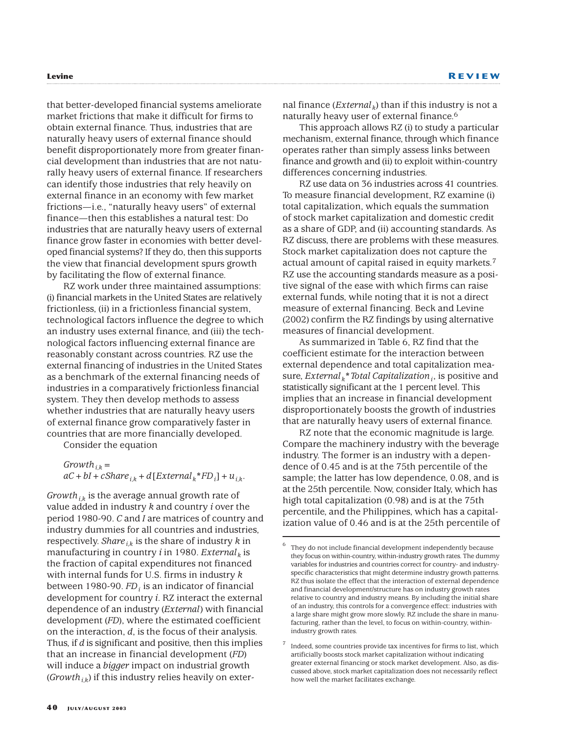that better-developed financial systems ameliorate market frictions that make it difficult for firms to obtain external finance. Thus, industries that are naturally heavy users of external finance should benefit disproportionately more from greater financial development than industries that are not naturally heavy users of external finance. If researchers can identify those industries that rely heavily on external finance in an economy with few market frictions—i.e., "naturally heavy users" of external finance—then this establishes a natural test: Do industries that are naturally heavy users of external finance grow faster in economies with better developed financial systems? If they do, then this supports the view that financial development spurs growth by facilitating the flow of external finance.

RZ work under three maintained assumptions: (i) financial markets in the United States are relatively frictionless, (ii) in a frictionless financial system, technological factors influence the degree to which an industry uses external finance, and (iii) the technological factors influencing external finance are reasonably constant across countries. RZ use the external financing of industries in the United States as a benchmark of the external financing needs of industries in a comparatively frictionless financial system. They then develop methods to assess whether industries that are naturally heavy users of external finance grow comparatively faster in countries that are more financially developed.

Consider the equation

$$Growth_{i,k} = aC + bI + cShare_{i,k} + d[External_k * FD_i] + u_{i,k}.$$

$Growth_{i,k}$ is the average annual growth rate of value added in industry $k$ and country $i$ over the period 1980-90. $C$ and $I$ are matrices of country and industry dummies for all countries and industries, respectively. $Share_{i,k}$ is the share of industry $k$ in manufacturing in country $i$ in 1980. $External_k$ is the fraction of capital expenditures not financed with internal funds for U.S. firms in industry $k$ between 1980-90. $FD_i$ is an indicator of financial development for country $i$. RZ interact the external dependence of an industry (*External*) with financial development (*FD*), where the estimated coefficient on the interaction, $d$, is the focus of their analysis. Thus, if $d$ is significant and positive, then this implies that an increase in financial development (*FD*) will induce a *bigger* impact on industrial growth ($Growth_{i,k}$) if this industry relies heavily on external finance ($External_k$) than if this industry is not a naturally heavy user of external finance.[6]

This approach allows RZ (i) to study a particular mechanism, external finance, through which finance operates rather than simply assess links between finance and growth and (ii) to exploit within-country differences concerning industries.

RZ use data on 36 industries across 41 countries. To measure financial development, RZ examine (i) total capitalization, which equals the summation of stock market capitalization and domestic credit as a share of GDP, and (ii) accounting standards. As RZ discuss, there are problems with these measures. Stock market capitalization does not capture the actual amount of capital raised in equity markets.[7] RZ use the accounting standards measure as a positive signal of the ease with which firms can raise external funds, while noting that it is not a direct measure of external financing. Beck and Levine (2002) confirm the RZ findings by using alternative measures of financial development.

As summarized in Table 6, RZ find that the coefficient estimate for the interaction between external dependence and total capitalization measure, $External_k * Total\ Capitalization_i$, is positive and statistically significant at the 1 percent level. This implies that an increase in financial development disproportionately boosts the growth of industries that are naturally heavy users of external finance.

RZ note that the economic magnitude is large. Compare the machinery industry with the beverage industry. The former is an industry with a dependence of 0.45 and is at the 75th percentile of the sample; the latter has low dependence, 0.08, and is at the 25th percentile. Now, consider Italy, which has high total capitalization (0.98) and is at the 75th percentile, and the Philippines, which has a capitalization value of 0.46 and is at the 25th percentile of

---

[6] They do not include financial development independently because they focus on within-country, within-industry growth rates. The dummy variables for industries and countries correct for country- and industry-specific characteristics that might determine industry growth patterns. RZ thus isolate the effect that the interaction of external dependence and financial development/structure has on industry growth rates relative to country and industry means. By including the initial share of an industry, this controls for a convergence effect: industries with a large share might grow more slowly. RZ include the share in manufacturing, rather than the level, to focus on within-country, within-industry growth rates.

[7] Indeed, some countries provide tax incentives for firms to list, which artificially boosts stock market capitalization without indicating greater external financing or stock market development. Also, as discussed above, stock market capitalization does not necessarily reflect how well the market facilitates exchange.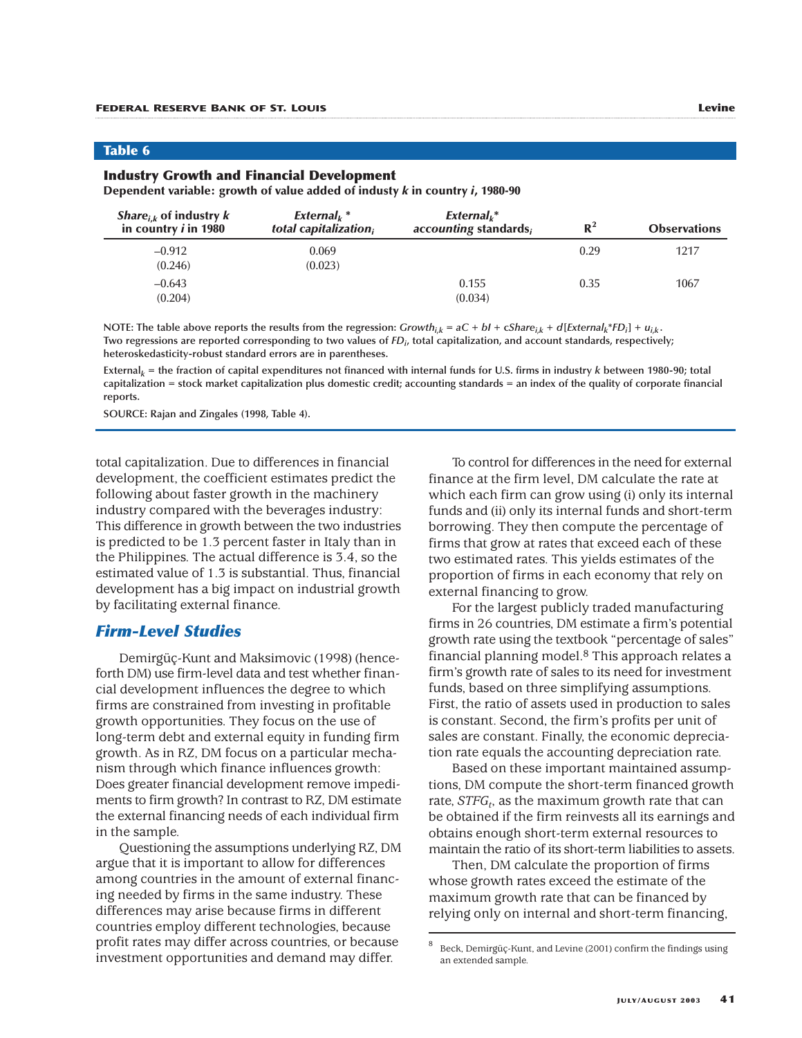## Table 6

**Industry Growth and Financial Development**

**Dependent variable: growth of value added of industy *k* in country *i*, 1980-90**

| $Share_{i,k}$ of industry *k* in country *i* in 1980 | $External_k$ * *total capitalization*$_i$ | $External_k$* *accounting standards*$_i$ | $R^2$ | Observations |
|---|---|---|---|---|
| –0.912 | 0.069 | | 0.29 | 1217 |
| (0.246) | (0.023) | | | |
| –0.643 | | 0.155 | 0.35 | 1067 |
| (0.204) | | (0.034) | | |

NOTE: The table above reports the results from the regression: $Growth_{i,k} = aC + bI + cShare_{i,k} + d[External_k{*}FD_i] + u_{i,k}$. Two regressions are reported corresponding to two values of $FD_i$, total capitalization, and account standards, respectively; heteroskedasticity-robust standard errors are in parentheses.

$External_k$ = the fraction of capital expenditures not financed with internal funds for U.S. firms in industry *k* between 1980-90; total capitalization = stock market capitalization plus domestic credit; accounting standards = an index of the quality of corporate financial reports.

SOURCE: Rajan and Zingales (1998, Table 4).

total capitalization. Due to differences in financial development, the coefficient estimates predict the following about faster growth in the machinery industry compared with the beverages industry: This difference in growth between the two industries is predicted to be 1.3 percent faster in Italy than in the Philippines. The actual difference is 3.4, so the estimated value of 1.3 is substantial. Thus, financial development has a big impact on industrial growth by facilitating external finance.

## Firm-Level Studies

Demirgüç-Kunt and Maksimovic (1998) (henceforth DM) use firm-level data and test whether financial development influences the degree to which firms are constrained from investing in profitable growth opportunities. They focus on the use of long-term debt and external equity in funding firm growth. As in RZ, DM focus on a particular mechanism through which finance influences growth: Does greater financial development remove impediments to firm growth? In contrast to RZ, DM estimate the external financing needs of each individual firm in the sample.

Questioning the assumptions underlying RZ, DM argue that it is important to allow for differences among countries in the amount of external financing needed by firms in the same industry. These differences may arise because firms in different countries employ different technologies, because profit rates may differ across countries, or because investment opportunities and demand may differ.

To control for differences in the need for external finance at the firm level, DM calculate the rate at which each firm can grow using (i) only its internal funds and (ii) only its internal funds and short-term borrowing. They then compute the percentage of firms that grow at rates that exceed each of these two estimated rates. This yields estimates of the proportion of firms in each economy that rely on external financing to grow.

For the largest publicly traded manufacturing firms in 26 countries, DM estimate a firm's potential growth rate using the textbook "percentage of sales" financial planning model.[8] This approach relates a firm's growth rate of sales to its need for investment funds, based on three simplifying assumptions. First, the ratio of assets used in production to sales is constant. Second, the firm's profits per unit of sales are constant. Finally, the economic depreciation rate equals the accounting depreciation rate.

Based on these important maintained assumptions, DM compute the short-term financed growth rate, $STFG_t$, as the maximum growth rate that can be obtained if the firm reinvests all its earnings and obtains enough short-term external resources to maintain the ratio of its short-term liabilities to assets.

Then, DM calculate the proportion of firms whose growth rates exceed the estimate of the maximum growth rate that can be financed by relying only on internal and short-term financing,

[8] Beck, Demirgüç-Kunt, and Levine (2001) confirm the findings using an extended sample.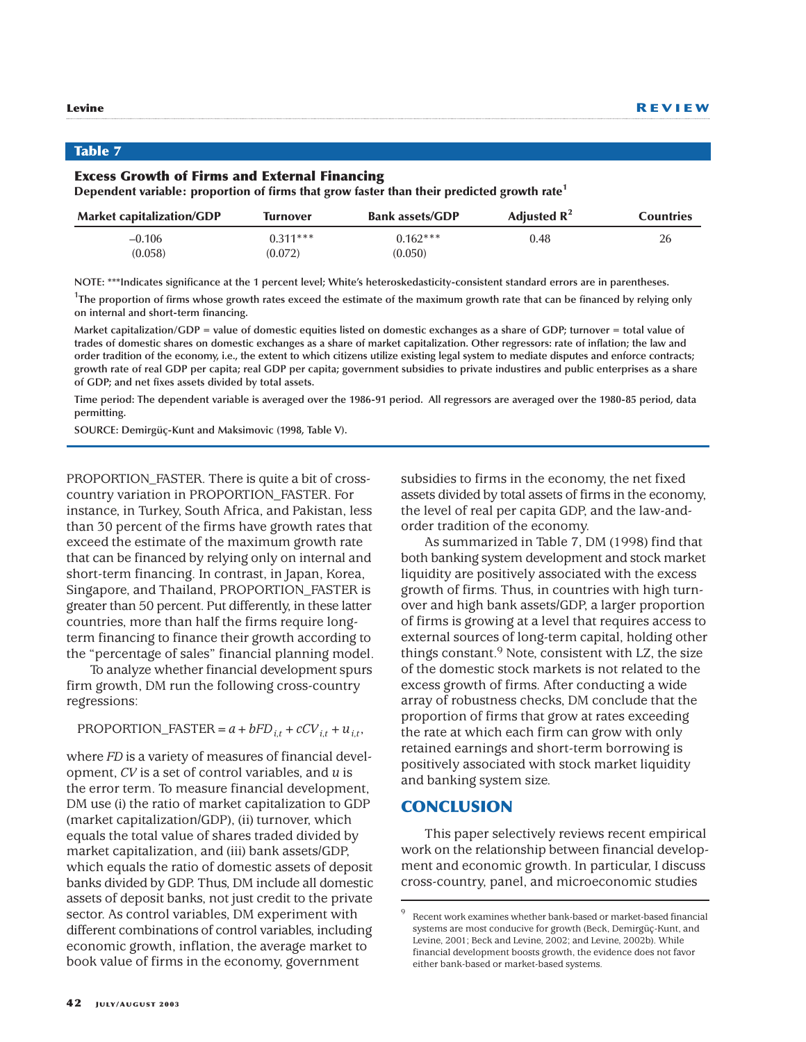## Table 7

### Excess Growth of Firms and External Financing

**Dependent variable: proportion of firms that grow faster than their predicted growth rate[1]**

| Market capitalization/GDP | Turnover | Bank assets/GDP | Adjusted $R^2$ | Countries |
|---|---|---|---|---|
| –0.106 | 0.311*** | 0.162*** | 0.48 | 26 |
| (0.058) | (0.072) | (0.050) | | |

NOTE: ***Indicates significance at the 1 percent level; White's heteroskedasticity-consistent standard errors are in parentheses.

[1]The proportion of firms whose growth rates exceed the estimate of the maximum growth rate that can be financed by relying only on internal and short-term financing.

Market capitalization/GDP = value of domestic equities listed on domestic exchanges as a share of GDP; turnover = total value of trades of domestic shares on domestic exchanges as a share of market capitalization. Other regressors: rate of inflation; the law and order tradition of the economy, i.e., the extent to which citizens utilize existing legal system to mediate disputes and enforce contracts; growth rate of real GDP per capita; real GDP per capita; government subsidies to private industires and public enterprises as a share of GDP; and net fixes assets divided by total assets.

Time period: The dependent variable is averaged over the 1986-91 period. All regressors are averaged over the 1980-85 period, data permitting.

SOURCE: Demirgüç-Kunt and Maksimovic (1998, Table V).

PROPORTION_FASTER. There is quite a bit of cross-country variation in PROPORTION_FASTER. For instance, in Turkey, South Africa, and Pakistan, less than 30 percent of the firms have growth rates that exceed the estimate of the maximum growth rate that can be financed by relying only on internal and short-term financing. In contrast, in Japan, Korea, Singapore, and Thailand, PROPORTION_FASTER is greater than 50 percent. Put differently, in these latter countries, more than half the firms require long-term financing to finance their growth according to the "percentage of sales" financial planning model.

To analyze whether financial development spurs firm growth, DM run the following cross-country regressions:

$$\text{PROPORTION\_FASTER} = a + bFD_{i,t} + cCV_{i,t} + u_{i,t},$$

where *FD* is a variety of measures of financial development, *CV* is a set of control variables, and *u* is the error term. To measure financial development, DM use (i) the ratio of market capitalization to GDP (market capitalization/GDP), (ii) turnover, which equals the total value of shares traded divided by market capitalization, and (iii) bank assets/GDP, which equals the ratio of domestic assets of deposit banks divided by GDP. Thus, DM include all domestic assets of deposit banks, not just credit to the private sector. As control variables, DM experiment with different combinations of control variables, including economic growth, inflation, the average market to book value of firms in the economy, government subsidies to firms in the economy, the net fixed assets divided by total assets of firms in the economy, the level of real per capita GDP, and the law-and-order tradition of the economy.

As summarized in Table 7, DM (1998) find that both banking system development and stock market liquidity are positively associated with the excess growth of firms. Thus, in countries with high turnover and high bank assets/GDP, a larger proportion of firms is growing at a level that requires access to external sources of long-term capital, holding other things constant.[9] Note, consistent with LZ, the size of the domestic stock markets is not related to the excess growth of firms. After conducting a wide array of robustness checks, DM conclude that the proportion of firms that grow at rates exceeding the rate at which each firm can grow with only retained earnings and short-term borrowing is positively associated with stock market liquidity and banking system size.

## CONCLUSION

This paper selectively reviews recent empirical work on the relationship between financial development and economic growth. In particular, I discuss cross-country, panel, and microeconomic studies

[9] Recent work examines whether bank-based or market-based financial systems are most conducive for growth (Beck, Demirgüç-Kunt, and Levine, 2001; Beck and Levine, 2002; and Levine, 2002b). While financial development boosts growth, the evidence does not favor either bank-based or market-based systems.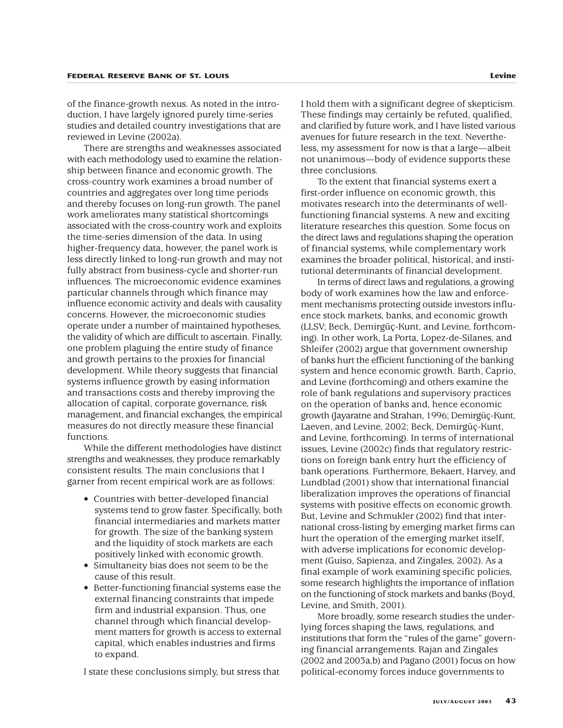of the finance-growth nexus. As noted in the introduction, I have largely ignored purely time-series studies and detailed country investigations that are reviewed in Levine (2002a).

There are strengths and weaknesses associated with each methodology used to examine the relationship between finance and economic growth. The cross-country work examines a broad number of countries and aggregates over long time periods and thereby focuses on long-run growth. The panel work ameliorates many statistical shortcomings associated with the cross-country work and exploits the time-series dimension of the data. In using higher-frequency data, however, the panel work is less directly linked to long-run growth and may not fully abstract from business-cycle and shorter-run influences. The microeconomic evidence examines particular channels through which finance may influence economic activity and deals with causality concerns. However, the microeconomic studies operate under a number of maintained hypotheses, the validity of which are difficult to ascertain. Finally, one problem plaguing the entire study of finance and growth pertains to the proxies for financial development. While theory suggests that financial systems influence growth by easing information and transactions costs and thereby improving the allocation of capital, corporate governance, risk management, and financial exchanges, the empirical measures do not directly measure these financial functions.

While the different methodologies have distinct strengths and weaknesses, they produce remarkably consistent results. The main conclusions that I garner from recent empirical work are as follows:

- Countries with better-developed financial systems tend to grow faster. Specifically, both financial intermediaries and markets matter for growth. The size of the banking system and the liquidity of stock markets are each positively linked with economic growth.
- Simultaneity bias does not seem to be the cause of this result.
- Better-functioning financial systems ease the external financing constraints that impede firm and industrial expansion. Thus, one channel through which financial development matters for growth is access to external capital, which enables industries and firms to expand.

I state these conclusions simply, but stress that I hold them with a significant degree of skepticism. These findings may certainly be refuted, qualified, and clarified by future work, and I have listed various avenues for future research in the text. Nevertheless, my assessment for now is that a large—albeit not unanimous—body of evidence supports these three conclusions.

To the extent that financial systems exert a first-order influence on economic growth, this motivates research into the determinants of well-functioning financial systems. A new and exciting literature researches this question. Some focus on the direct laws and regulations shaping the operation of financial systems, while complementary work examines the broader political, historical, and institutional determinants of financial development.

In terms of direct laws and regulations, a growing body of work examines how the law and enforcement mechanisms protecting outside investors influence stock markets, banks, and economic growth (LLSV; Beck, Demirgüç-Kunt, and Levine, forthcoming). In other work, La Porta, Lopez-de-Silanes, and Shleifer (2002) argue that government ownership of banks hurt the efficient functioning of the banking system and hence economic growth. Barth, Caprio, and Levine (forthcoming) and others examine the role of bank regulations and supervisory practices on the operation of banks and, hence economic growth (Jayaratne and Strahan, 1996; Demirgüç-Kunt, Laeven, and Levine, 2002; Beck, Demirgüç-Kunt, and Levine, forthcoming). In terms of international issues, Levine (2002c) finds that regulatory restrictions on foreign bank entry hurt the efficiency of bank operations. Furthermore, Bekaert, Harvey, and Lundblad (2001) show that international financial liberalization improves the operations of financial systems with positive effects on economic growth. But, Levine and Schmukler (2002) find that international cross-listing by emerging market firms can hurt the operation of the emerging market itself, with adverse implications for economic development (Guiso, Sapienza, and Zingales, 2002). As a final example of work examining specific policies, some research highlights the importance of inflation on the functioning of stock markets and banks (Boyd, Levine, and Smith, 2001).

More broadly, some research studies the underlying forces shaping the laws, regulations, and institutions that form the "rules of the game" governing financial arrangements. Rajan and Zingales (2002 and 2003a,b) and Pagano (2001) focus on how political-economy forces induce governments to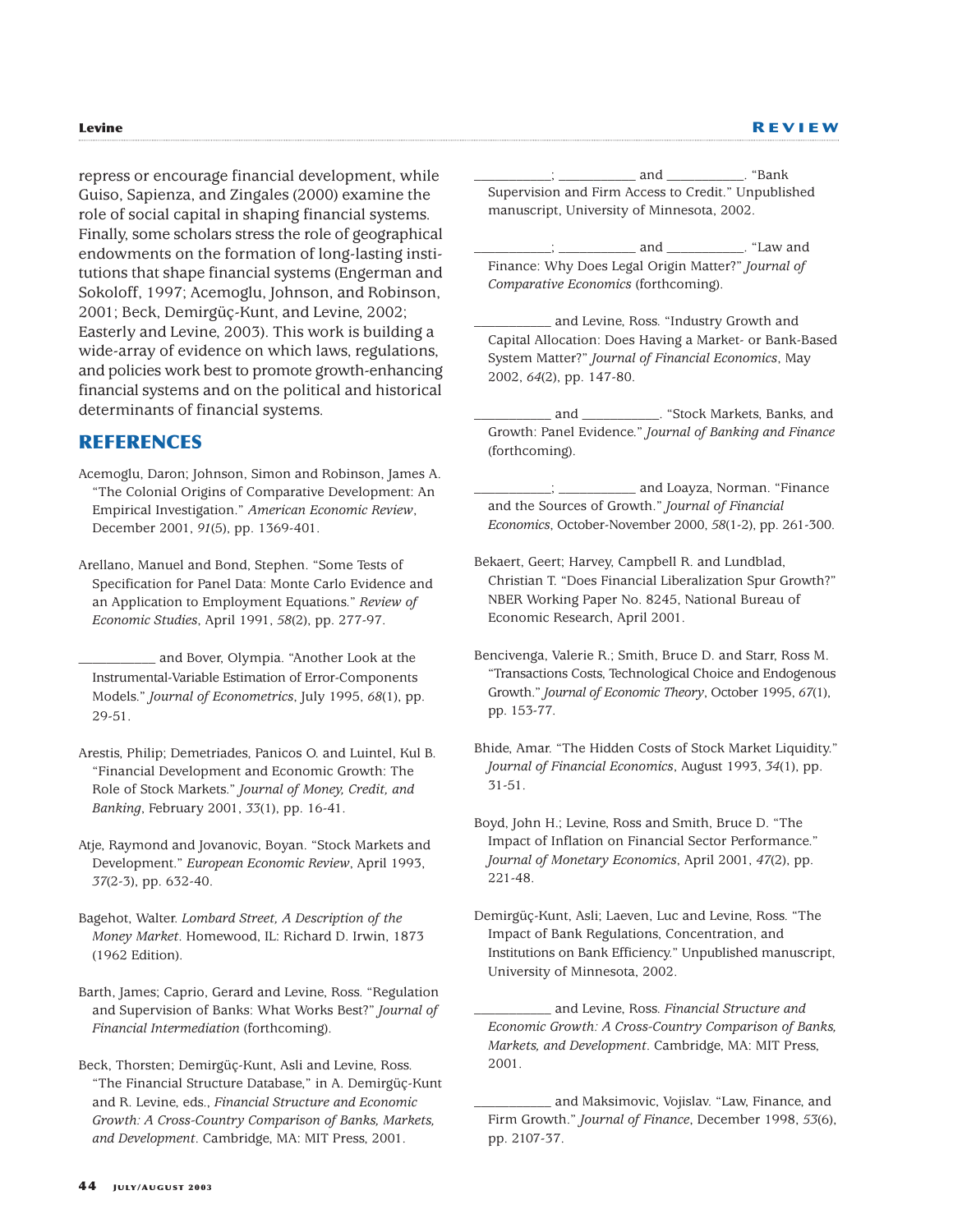repress or encourage financial development, while Guiso, Sapienza, and Zingales (2000) examine the role of social capital in shaping financial systems. Finally, some scholars stress the role of geographical endowments on the formation of long-lasting institutions that shape financial systems (Engerman and Sokoloff, 1997; Acemoglu, Johnson, and Robinson, 2001; Beck, Demirgüç-Kunt, and Levine, 2002; Easterly and Levine, 2003). This work is building a wide-array of evidence on which laws, regulations, and policies work best to promote growth-enhancing financial systems and on the political and historical determinants of financial systems.

## REFERENCES

Acemoglu, Daron; Johnson, Simon and Robinson, James A. "The Colonial Origins of Comparative Development: An Empirical Investigation." *American Economic Review*, December 2001, *91*(5), pp. 1369-401.

Arellano, Manuel and Bond, Stephen. "Some Tests of Specification for Panel Data: Monte Carlo Evidence and an Application to Employment Equations." *Review of Economic Studies*, April 1991, *58*(2), pp. 277-97.

___________ and Bover, Olympia. "Another Look at the Instrumental-Variable Estimation of Error-Components Models." *Journal of Econometrics*, July 1995, *68*(1), pp. 29-51.

Arestis, Philip; Demetriades, Panicos O. and Luintel, Kul B. "Financial Development and Economic Growth: The Role of Stock Markets." *Journal of Money, Credit, and Banking*, February 2001, *33*(1), pp. 16-41.

Atje, Raymond and Jovanovic, Boyan. "Stock Markets and Development." *European Economic Review*, April 1993, *37*(2-3), pp. 632-40.

Bagehot, Walter. *Lombard Street, A Description of the Money Market*. Homewood, IL: Richard D. Irwin, 1873 (1962 Edition).

Barth, James; Caprio, Gerard and Levine, Ross. "Regulation and Supervision of Banks: What Works Best?" *Journal of Financial Intermediation* (forthcoming).

Beck, Thorsten; Demirgüç-Kunt, Asli and Levine, Ross. "The Financial Structure Database," in A. Demirgüç-Kunt and R. Levine, eds., *Financial Structure and Economic Growth: A Cross-Country Comparison of Banks, Markets, and Development*. Cambridge, MA: MIT Press, 2001.

___________; ___________ and ___________. "Bank Supervision and Firm Access to Credit." Unpublished manuscript, University of Minnesota, 2002.

___________; ___________ and ___________. "Law and Finance: Why Does Legal Origin Matter?" *Journal of Comparative Economics* (forthcoming).

___________ and Levine, Ross. "Industry Growth and Capital Allocation: Does Having a Market- or Bank-Based System Matter?" *Journal of Financial Economics*, May 2002, *64*(2), pp. 147-80.

___________ and ___________. "Stock Markets, Banks, and Growth: Panel Evidence." *Journal of Banking and Finance* (forthcoming).

___________; ___________ and Loayza, Norman. "Finance and the Sources of Growth." *Journal of Financial Economics*, October-November 2000, *58*(1-2), pp. 261-300.

Bekaert, Geert; Harvey, Campbell R. and Lundblad, Christian T. "Does Financial Liberalization Spur Growth?" NBER Working Paper No. 8245, National Bureau of Economic Research, April 2001.

Bencivenga, Valerie R.; Smith, Bruce D. and Starr, Ross M. "Transactions Costs, Technological Choice and Endogenous Growth." *Journal of Economic Theory*, October 1995, *67*(1), pp. 153-77.

Bhide, Amar. "The Hidden Costs of Stock Market Liquidity." *Journal of Financial Economics*, August 1993, *34*(1), pp. 31-51.

Boyd, John H.; Levine, Ross and Smith, Bruce D. "The Impact of Inflation on Financial Sector Performance." *Journal of Monetary Economics*, April 2001, *47*(2), pp. 221-48.

Demirgüç-Kunt, Asli; Laeven, Luc and Levine, Ross. "The Impact of Bank Regulations, Concentration, and Institutions on Bank Efficiency." Unpublished manuscript, University of Minnesota, 2002.

___________ and Levine, Ross. *Financial Structure and Economic Growth: A Cross-Country Comparison of Banks, Markets, and Development*. Cambridge, MA: MIT Press, 2001.

___________ and Maksimovic, Vojislav. "Law, Finance, and Firm Growth." *Journal of Finance*, December 1998, *53*(6), pp. 2107-37.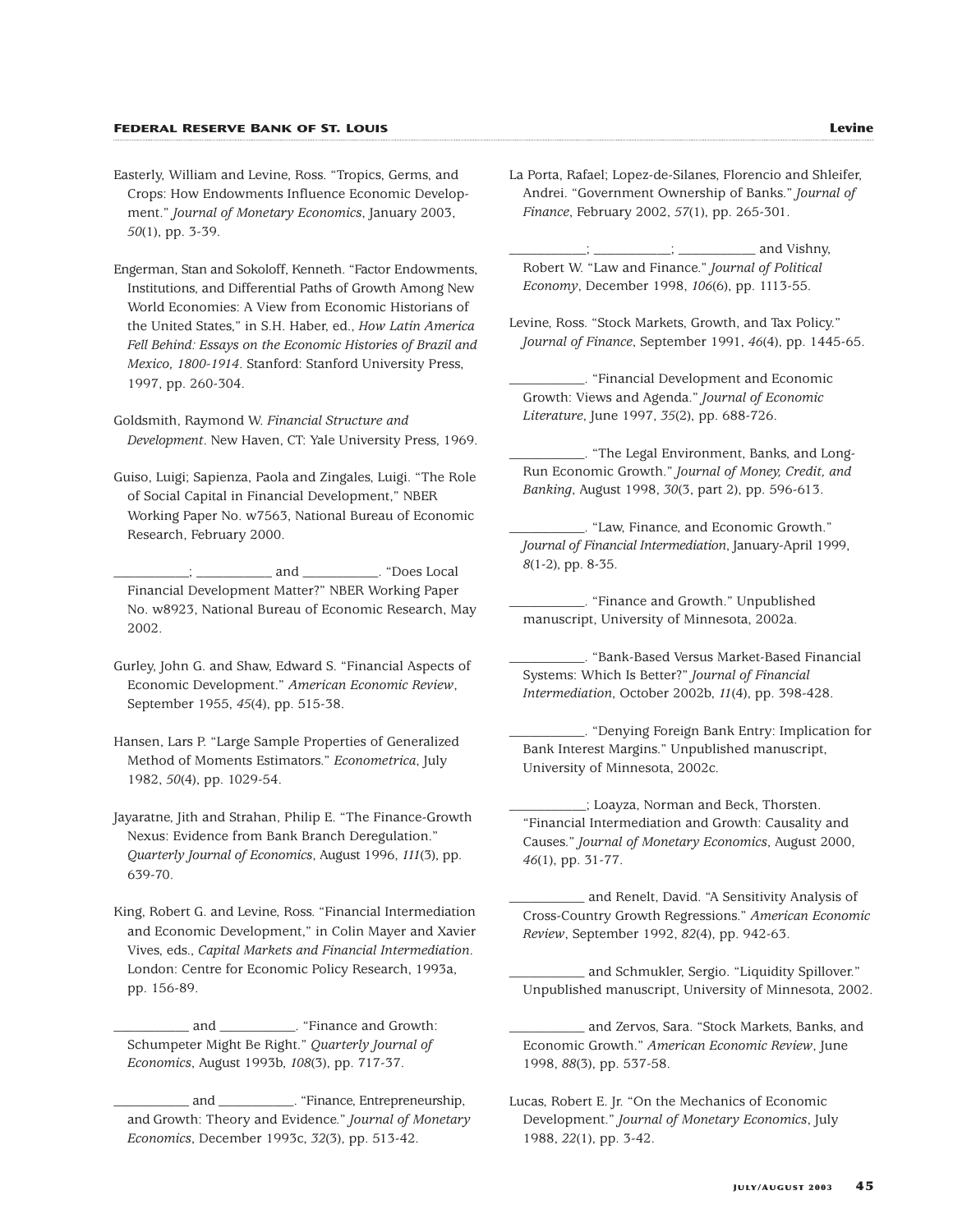Easterly, William and Levine, Ross. "Tropics, Germs, and Crops: How Endowments Influence Economic Development." *Journal of Monetary Economics*, January 2003, *50*(1), pp. 3-39.

Engerman, Stan and Sokoloff, Kenneth. "Factor Endowments, Institutions, and Differential Paths of Growth Among New World Economies: A View from Economic Historians of the United States," in S.H. Haber, ed., *How Latin America Fell Behind: Essays on the Economic Histories of Brazil and Mexico, 1800-1914*. Stanford: Stanford University Press, 1997, pp. 260-304.

Goldsmith, Raymond W. *Financial Structure and Development*. New Haven, CT: Yale University Press, 1969.

Guiso, Luigi; Sapienza, Paola and Zingales, Luigi. "The Role of Social Capital in Financial Development," NBER Working Paper No. w7563, National Bureau of Economic Research, February 2000.

___________; ___________ and ___________. "Does Local Financial Development Matter?" NBER Working Paper No. w8923, National Bureau of Economic Research, May 2002.

Gurley, John G. and Shaw, Edward S. "Financial Aspects of Economic Development." *American Economic Review*, September 1955, *45*(4), pp. 515-38.

Hansen, Lars P. "Large Sample Properties of Generalized Method of Moments Estimators." *Econometrica*, July 1982, *50*(4), pp. 1029-54.

Jayaratne, Jith and Strahan, Philip E. "The Finance-Growth Nexus: Evidence from Bank Branch Deregulation." *Quarterly Journal of Economics*, August 1996, *111*(3), pp. 639-70.

King, Robert G. and Levine, Ross. "Financial Intermediation and Economic Development," in Colin Mayer and Xavier Vives, eds., *Capital Markets and Financial Intermediation*. London: Centre for Economic Policy Research, 1993a, pp. 156-89.

___________ and ___________. "Finance and Growth: Schumpeter Might Be Right." *Quarterly Journal of Economics*, August 1993b, *108*(3), pp. 717-37.

___________ and ___________. "Finance, Entrepreneurship, and Growth: Theory and Evidence." *Journal of Monetary Economics*, December 1993c, *32*(3), pp. 513-42.

La Porta, Rafael; Lopez-de-Silanes, Florencio and Shleifer, Andrei. "Government Ownership of Banks." *Journal of Finance*, February 2002, *57*(1), pp. 265-301.

___________; ___________; ___________ and Vishny, Robert W. "Law and Finance." *Journal of Political Economy*, December 1998, *106*(6), pp. 1113-55.

Levine, Ross. "Stock Markets, Growth, and Tax Policy." *Journal of Finance*, September 1991, *46*(4), pp. 1445-65.

___________. "Financial Development and Economic Growth: Views and Agenda." *Journal of Economic Literature*, June 1997, *35*(2), pp. 688-726.

___________. "The Legal Environment, Banks, and Long-Run Economic Growth." *Journal of Money, Credit, and Banking*, August 1998, *30*(3, part 2), pp. 596-613.

___________. "Law, Finance, and Economic Growth." *Journal of Financial Intermediation*, January-April 1999, *8*(1-2), pp. 8-35.

___________. "Finance and Growth." Unpublished manuscript, University of Minnesota, 2002a.

___________. "Bank-Based Versus Market-Based Financial Systems: Which Is Better?" *Journal of Financial Intermediation*, October 2002b, *11*(4), pp. 398-428.

___________. "Denying Foreign Bank Entry: Implication for Bank Interest Margins." Unpublished manuscript, University of Minnesota, 2002c.

___________; Loayza, Norman and Beck, Thorsten. "Financial Intermediation and Growth: Causality and Causes." *Journal of Monetary Economics*, August 2000, *46*(1), pp. 31-77.

___________ and Renelt, David. "A Sensitivity Analysis of Cross-Country Growth Regressions." *American Economic Review*, September 1992, *82*(4), pp. 942-63.

___________ and Schmukler, Sergio. "Liquidity Spillover." Unpublished manuscript, University of Minnesota, 2002.

___________ and Zervos, Sara. "Stock Markets, Banks, and Economic Growth." *American Economic Review*, June 1998, *88*(3), pp. 537-58.

Lucas, Robert E. Jr. "On the Mechanics of Economic Development." *Journal of Monetary Economics*, July 1988, *22*(1), pp. 3-42.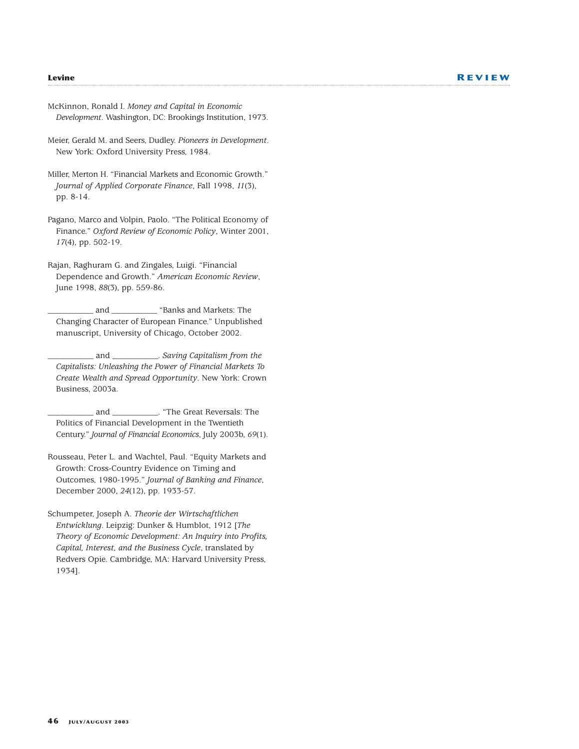McKinnon, Ronald I. *Money and Capital in Economic Development*. Washington, DC: Brookings Institution, 1973.

Meier, Gerald M. and Seers, Dudley. *Pioneers in Development*. New York: Oxford University Press, 1984.

Miller, Merton H. "Financial Markets and Economic Growth." *Journal of Applied Corporate Finance*, Fall 1998, *11*(3), pp. 8-14.

Pagano, Marco and Volpin, Paolo. "The Political Economy of Finance." *Oxford Review of Economic Policy*, Winter 2001, *17*(4), pp. 502-19.

Rajan, Raghuram G. and Zingales, Luigi. "Financial Dependence and Growth." *American Economic Review*, June 1998, *88*(3), pp. 559-86.

__________ and __________ "Banks and Markets: The Changing Character of European Finance." Unpublished manuscript, University of Chicago, October 2002.

__________ and __________. *Saving Capitalism from the Capitalists: Unleashing the Power of Financial Markets To Create Wealth and Spread Opportunity*. New York: Crown Business, 2003a.

__________ and __________. "The Great Reversals: The Politics of Financial Development in the Twentieth Century." *Journal of Financial Economics*, July 2003b, *69*(1).

Rousseau, Peter L. and Wachtel, Paul. "Equity Markets and Growth: Cross-Country Evidence on Timing and Outcomes, 1980-1995." *Journal of Banking and Finance*, December 2000, *24*(12), pp. 1933-57.

Schumpeter, Joseph A. *Theorie der Wirtschaftlichen Entwicklung*. Leipzig: Dunker & Humblot, 1912 [*The Theory of Economic Development: An Inquiry into Profits, Capital, Interest, and the Business Cycle*, translated by Redvers Opie. Cambridge, MA: Harvard University Press, 1934].